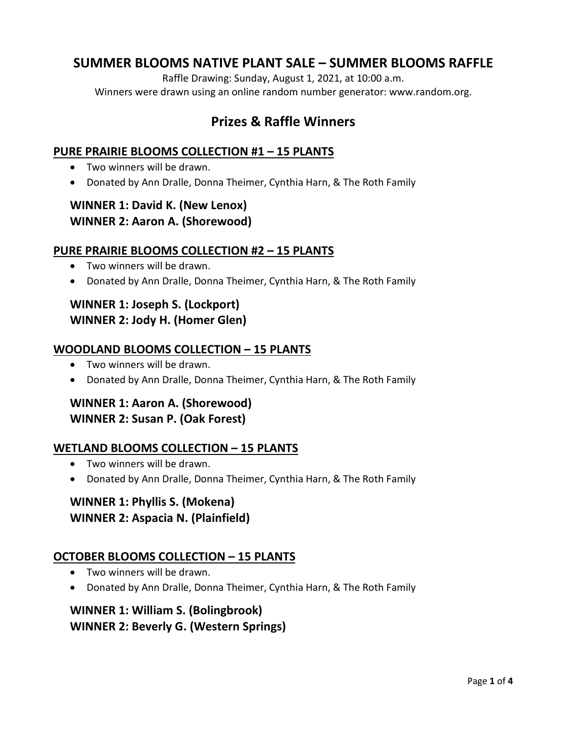# SUMMER BLOOMS NATIVE PLANT SALE – SUMMER BLOOMS RAFFLE

Raffle Drawing: Sunday, August 1, 2021, at 10:00 a.m.
Winners were drawn using an online random number generator: www.random.org.

## Prizes & Raffle Winners

### PURE PRAIRIE BLOOMS COLLECTION #1 – 15 PLANTS

- Two winners will be drawn.
- Donated by Ann Dralle, Donna Theimer, Cynthia Harn, & The Roth Family

**WINNER 1: David K. (New Lenox)**
**WINNER 2: Aaron A. (Shorewood)**

### PURE PRAIRIE BLOOMS COLLECTION #2 – 15 PLANTS

- Two winners will be drawn.
- Donated by Ann Dralle, Donna Theimer, Cynthia Harn, & The Roth Family

**WINNER 1: Joseph S. (Lockport)**
**WINNER 2: Jody H. (Homer Glen)**

### WOODLAND BLOOMS COLLECTION – 15 PLANTS

- Two winners will be drawn.
- Donated by Ann Dralle, Donna Theimer, Cynthia Harn, & The Roth Family

**WINNER 1: Aaron A. (Shorewood)**
**WINNER 2: Susan P. (Oak Forest)**

### WETLAND BLOOMS COLLECTION – 15 PLANTS

- Two winners will be drawn.
- Donated by Ann Dralle, Donna Theimer, Cynthia Harn, & The Roth Family

**WINNER 1: Phyllis S. (Mokena)**
**WINNER 2: Aspacia N. (Plainfield)**

### OCTOBER BLOOMS COLLECTION – 15 PLANTS

- Two winners will be drawn.
- Donated by Ann Dralle, Donna Theimer, Cynthia Harn, & The Roth Family

**WINNER 1: William S. (Bolingbrook)**
**WINNER 2: Beverly G. (Western Springs)**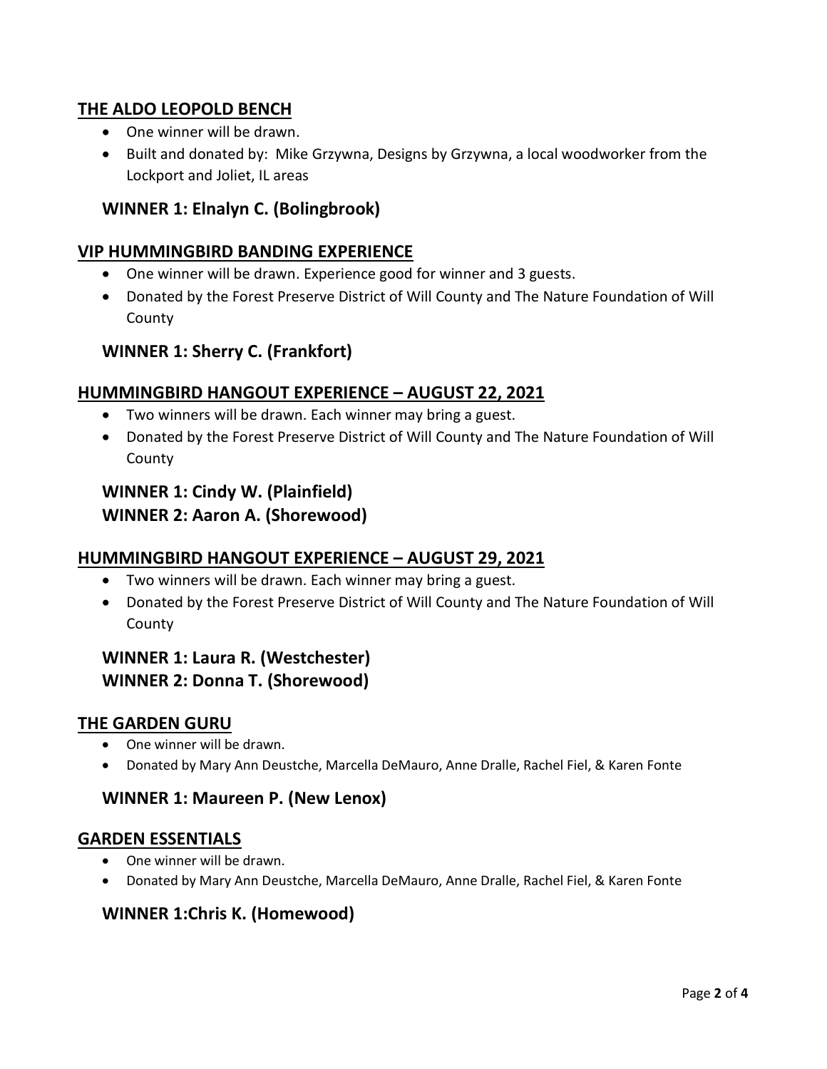## THE ALDO LEOPOLD BENCH

- One winner will be drawn.
- Built and donated by: Mike Grzywna, Designs by Grzywna, a local woodworker from the Lockport and Joliet, IL areas

### WINNER 1: Elnalyn C. (Bolingbrook)

## VIP HUMMINGBIRD BANDING EXPERIENCE

- One winner will be drawn. Experience good for winner and 3 guests.
- Donated by the Forest Preserve District of Will County and The Nature Foundation of Will County

### WINNER 1: Sherry C. (Frankfort)

## HUMMINGBIRD HANGOUT EXPERIENCE – AUGUST 22, 2021

- Two winners will be drawn. Each winner may bring a guest.
- Donated by the Forest Preserve District of Will County and The Nature Foundation of Will County

### WINNER 1: Cindy W. (Plainfield)
### WINNER 2: Aaron A. (Shorewood)

## HUMMINGBIRD HANGOUT EXPERIENCE – AUGUST 29, 2021

- Two winners will be drawn. Each winner may bring a guest.
- Donated by the Forest Preserve District of Will County and The Nature Foundation of Will County

### WINNER 1: Laura R. (Westchester)
### WINNER 2: Donna T. (Shorewood)

## THE GARDEN GURU

- One winner will be drawn.
- Donated by Mary Ann Deustche, Marcella DeMauro, Anne Dralle, Rachel Fiel, & Karen Fonte

### WINNER 1: Maureen P. (New Lenox)

## GARDEN ESSENTIALS

- One winner will be drawn.
- Donated by Mary Ann Deustche, Marcella DeMauro, Anne Dralle, Rachel Fiel, & Karen Fonte

### WINNER 1:Chris K. (Homewood)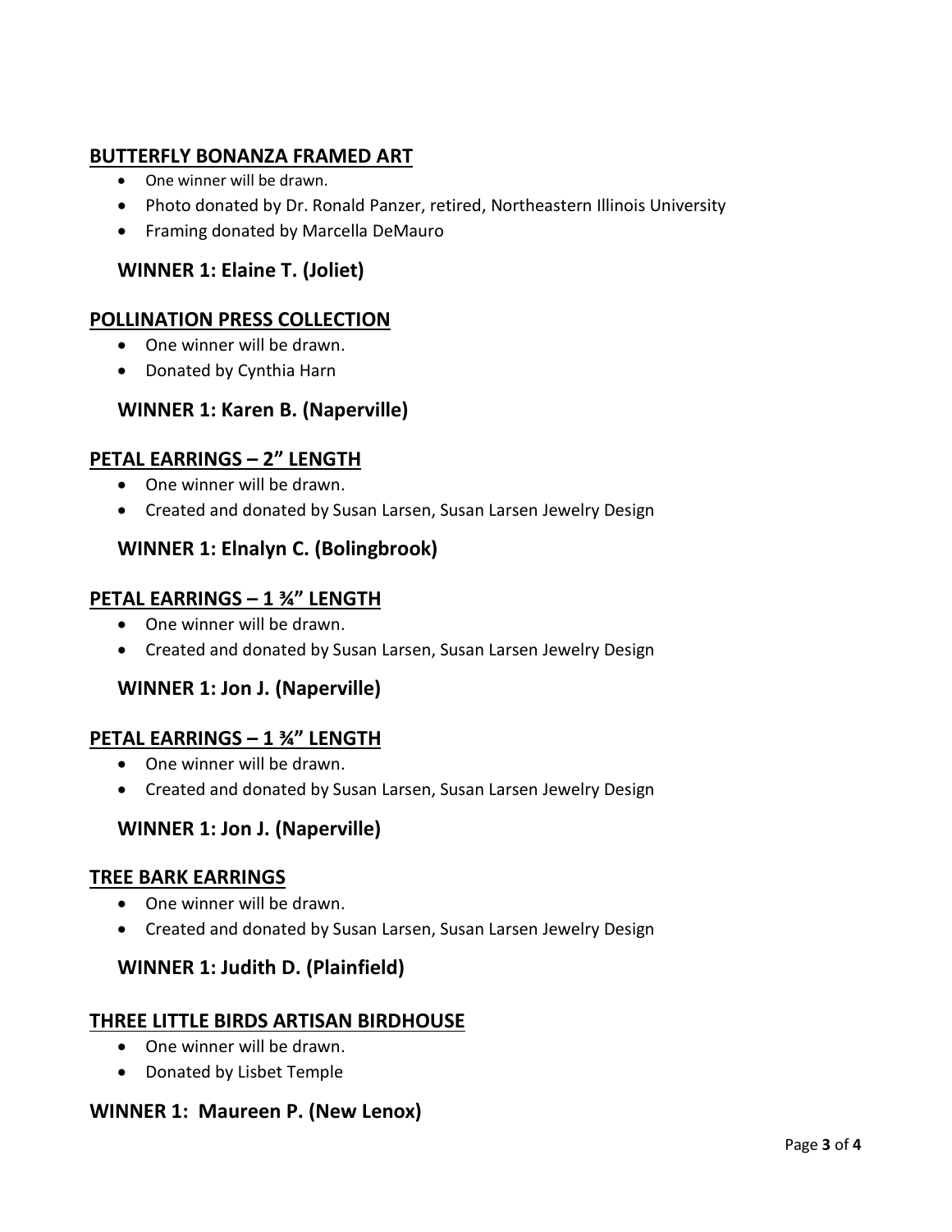## BUTTERFLY BONANZA FRAMED ART

- One winner will be drawn.
- Photo donated by Dr. Ronald Panzer, retired, Northeastern Illinois University
- Framing donated by Marcella DeMauro

### WINNER 1: Elaine T. (Joliet)

## POLLINATION PRESS COLLECTION

- One winner will be drawn.
- Donated by Cynthia Harn

### WINNER 1: Karen B. (Naperville)

## PETAL EARRINGS – 2" LENGTH

- One winner will be drawn.
- Created and donated by Susan Larsen, Susan Larsen Jewelry Design

### WINNER 1: Elnalyn C. (Bolingbrook)

## PETAL EARRINGS – 1 ¾" LENGTH

- One winner will be drawn.
- Created and donated by Susan Larsen, Susan Larsen Jewelry Design

### WINNER 1: Jon J. (Naperville)

## PETAL EARRINGS – 1 ¾" LENGTH

- One winner will be drawn.
- Created and donated by Susan Larsen, Susan Larsen Jewelry Design

### WINNER 1: Jon J. (Naperville)

## TREE BARK EARRINGS

- One winner will be drawn.
- Created and donated by Susan Larsen, Susan Larsen Jewelry Design

### WINNER 1: Judith D. (Plainfield)

## THREE LITTLE BIRDS ARTISAN BIRDHOUSE

- One winner will be drawn.
- Donated by Lisbet Temple

### WINNER 1: Maureen P. (New Lenox)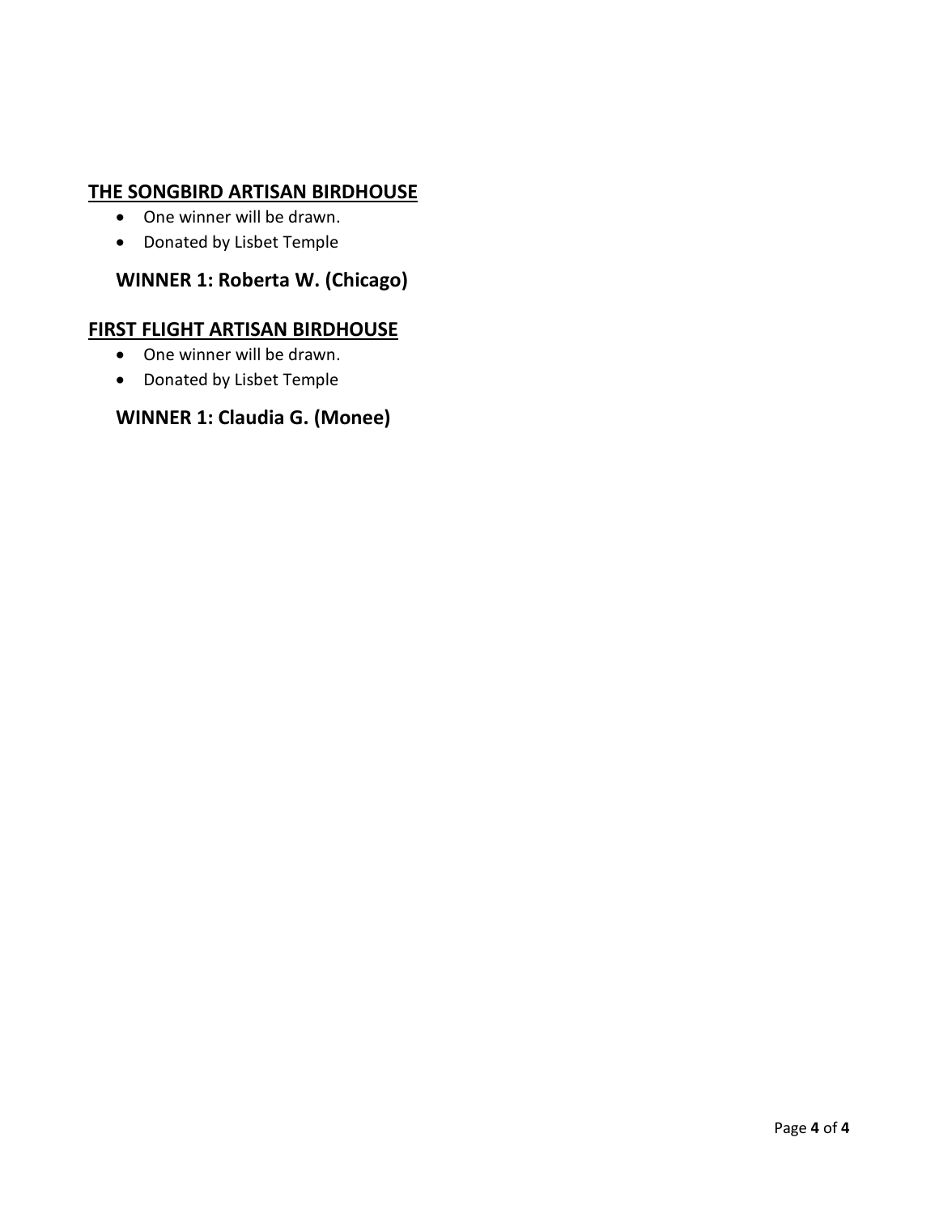## THE SONGBIRD ARTISAN BIRDHOUSE

- One winner will be drawn.
- Donated by Lisbet Temple

### WINNER 1: Roberta W. (Chicago)

## FIRST FLIGHT ARTISAN BIRDHOUSE

- One winner will be drawn.
- Donated by Lisbet Temple

### WINNER 1: Claudia G. (Monee)